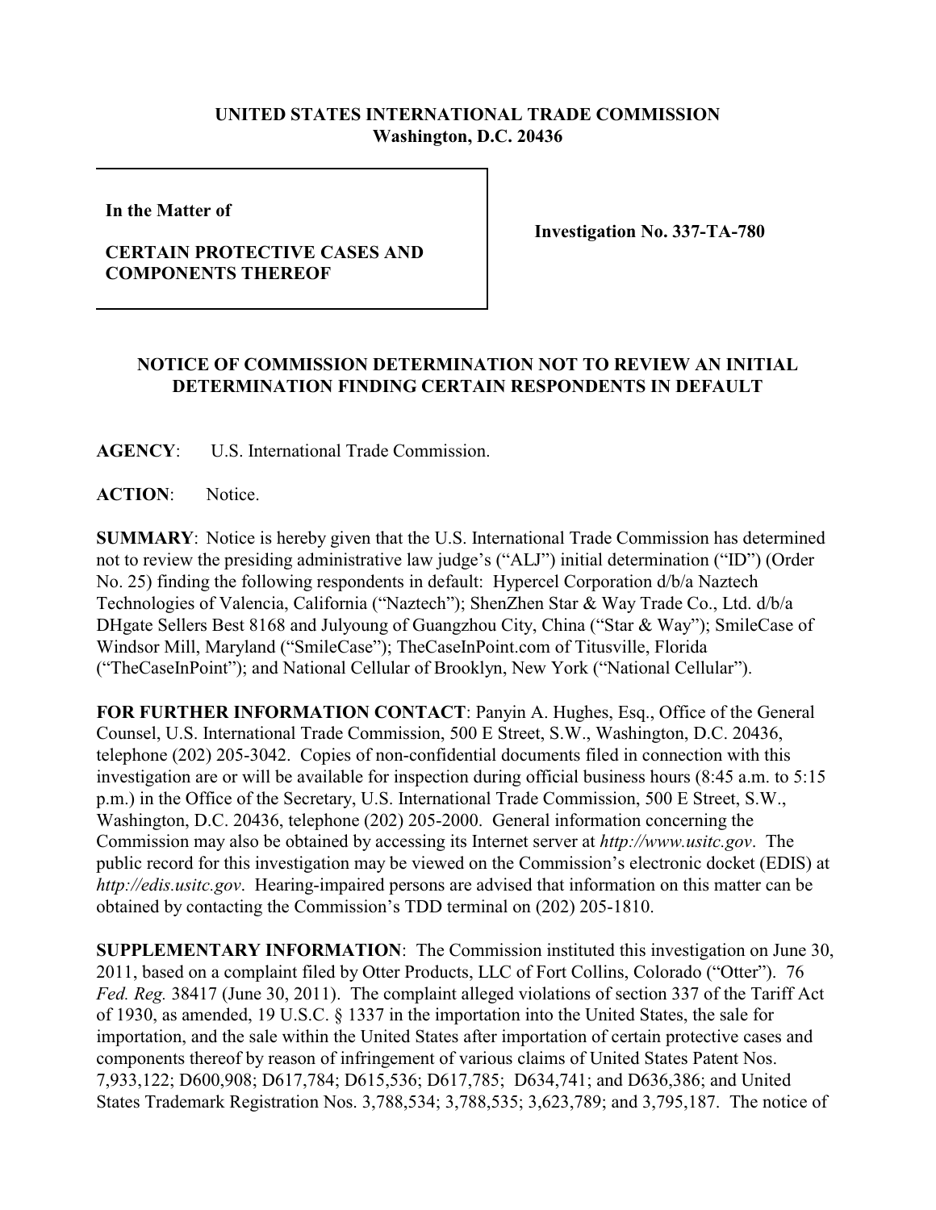**UNITED STATES INTERNATIONAL TRADE COMMISSION**
**Washington, D.C. 20436**

| | |
|---|---|
| **In the Matter of**<br><br>**CERTAIN PROTECTIVE CASES AND COMPONENTS THEREOF** | **Investigation No. 337-TA-780** |

## NOTICE OF COMMISSION DETERMINATION NOT TO REVIEW AN INITIAL DETERMINATION FINDING CERTAIN RESPONDENTS IN DEFAULT

**AGENCY**: U.S. International Trade Commission.

**ACTION**: Notice.

**SUMMARY**: Notice is hereby given that the U.S. International Trade Commission has determined not to review the presiding administrative law judge's ("ALJ") initial determination ("ID") (Order No. 25) finding the following respondents in default: Hypercel Corporation d/b/a Naztech Technologies of Valencia, California ("Naztech"); ShenZhen Star & Way Trade Co., Ltd. d/b/a DHgate Sellers Best 8168 and Julyoung of Guangzhou City, China ("Star & Way"); SmileCase of Windsor Mill, Maryland ("SmileCase"); TheCaseInPoint.com of Titusville, Florida ("TheCaseInPoint"); and National Cellular of Brooklyn, New York ("National Cellular").

**FOR FURTHER INFORMATION CONTACT**: Panyin A. Hughes, Esq., Office of the General Counsel, U.S. International Trade Commission, 500 E Street, S.W., Washington, D.C. 20436, telephone (202) 205-3042. Copies of non-confidential documents filed in connection with this investigation are or will be available for inspection during official business hours (8:45 a.m. to 5:15 p.m.) in the Office of the Secretary, U.S. International Trade Commission, 500 E Street, S.W., Washington, D.C. 20436, telephone (202) 205-2000. General information concerning the Commission may also be obtained by accessing its Internet server at *http://www.usitc.gov*. The public record for this investigation may be viewed on the Commission's electronic docket (EDIS) at *http://edis.usitc.gov*. Hearing-impaired persons are advised that information on this matter can be obtained by contacting the Commission's TDD terminal on (202) 205-1810.

**SUPPLEMENTARY INFORMATION**: The Commission instituted this investigation on June 30, 2011, based on a complaint filed by Otter Products, LLC of Fort Collins, Colorado ("Otter"). 76 *Fed. Reg.* 38417 (June 30, 2011). The complaint alleged violations of section 337 of the Tariff Act of 1930, as amended, 19 U.S.C. § 1337 in the importation into the United States, the sale for importation, and the sale within the United States after importation of certain protective cases and components thereof by reason of infringement of various claims of United States Patent Nos. 7,933,122; D600,908; D617,784; D615,536; D617,785; D634,741; and D636,386; and United States Trademark Registration Nos. 3,788,534; 3,788,535; 3,623,789; and 3,795,187. The notice of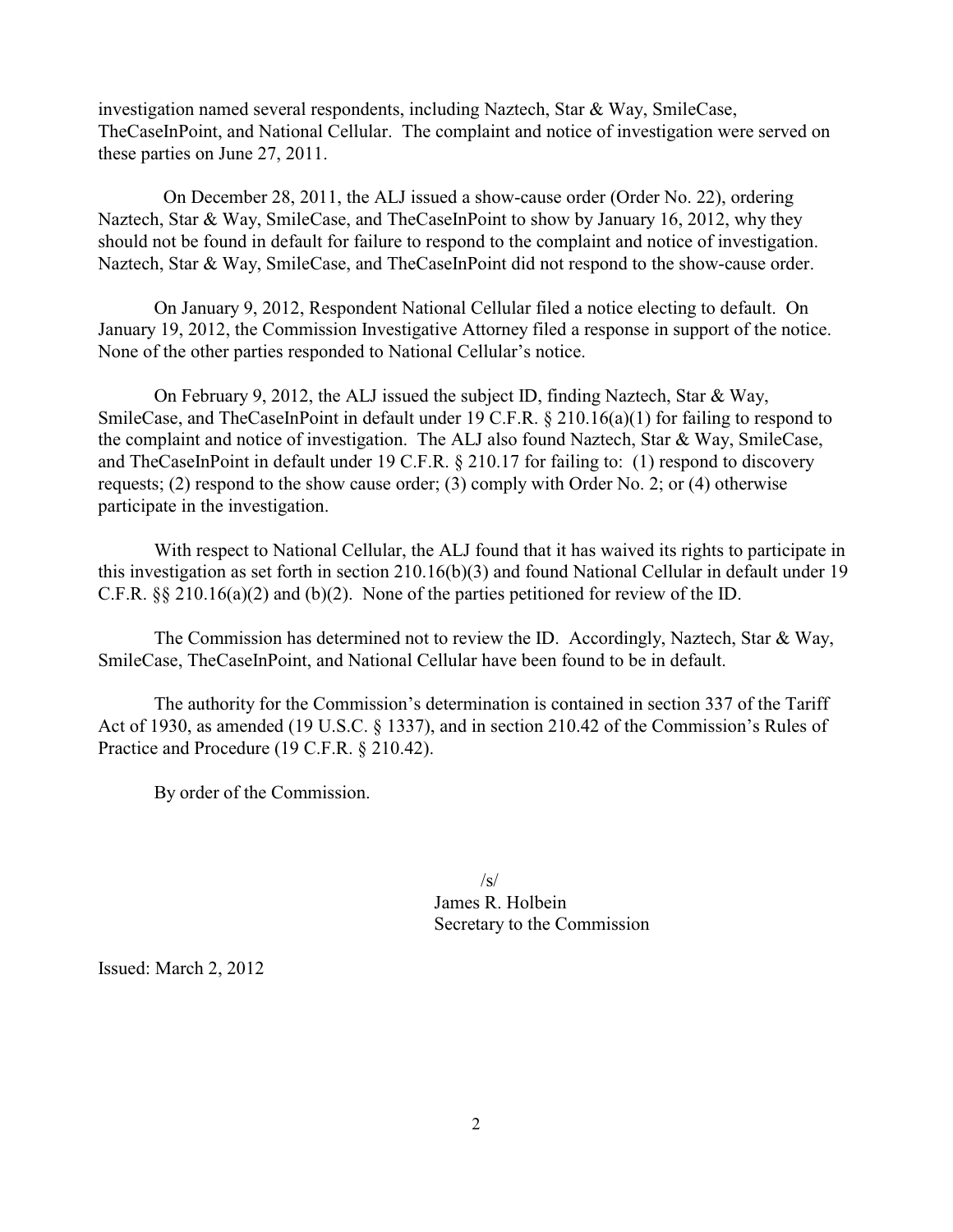investigation named several respondents, including Naztech, Star & Way, SmileCase, TheCaseInPoint, and National Cellular. The complaint and notice of investigation were served on these parties on June 27, 2011.

On December 28, 2011, the ALJ issued a show-cause order (Order No. 22), ordering Naztech, Star & Way, SmileCase, and TheCaseInPoint to show by January 16, 2012, why they should not be found in default for failure to respond to the complaint and notice of investigation. Naztech, Star & Way, SmileCase, and TheCaseInPoint did not respond to the show-cause order.

On January 9, 2012, Respondent National Cellular filed a notice electing to default. On January 19, 2012, the Commission Investigative Attorney filed a response in support of the notice. None of the other parties responded to National Cellular's notice.

On February 9, 2012, the ALJ issued the subject ID, finding Naztech, Star & Way, SmileCase, and TheCaseInPoint in default under 19 C.F.R. § 210.16(a)(1) for failing to respond to the complaint and notice of investigation. The ALJ also found Naztech, Star & Way, SmileCase, and TheCaseInPoint in default under 19 C.F.R. § 210.17 for failing to: (1) respond to discovery requests; (2) respond to the show cause order; (3) comply with Order No. 2; or (4) otherwise participate in the investigation.

With respect to National Cellular, the ALJ found that it has waived its rights to participate in this investigation as set forth in section 210.16(b)(3) and found National Cellular in default under 19 C.F.R. §§ 210.16(a)(2) and (b)(2). None of the parties petitioned for review of the ID.

The Commission has determined not to review the ID. Accordingly, Naztech, Star & Way, SmileCase, TheCaseInPoint, and National Cellular have been found to be in default.

The authority for the Commission's determination is contained in section 337 of the Tariff Act of 1930, as amended (19 U.S.C. § 1337), and in section 210.42 of the Commission's Rules of Practice and Procedure (19 C.F.R. § 210.42).

By order of the Commission.

/s/
James R. Holbein
Secretary to the Commission

Issued: March 2, 2012